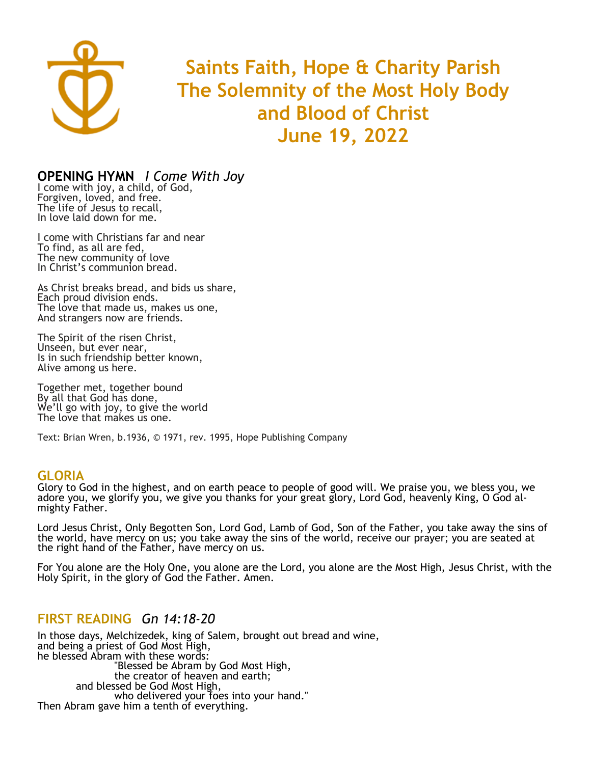# Saints Faith, Hope & Charity Parish
# The Solemnity of the Most Holy Body and Blood of Christ
# June 19, 2022

**OPENING HYMN** *I Come With Joy*

I come with joy, a child, of God,
Forgiven, loved, and free.
The life of Jesus to recall,
In love laid down for me.

I come with Christians far and near
To find, as all are fed,
The new community of love
In Christ's communion bread.

As Christ breaks bread, and bids us share,
Each proud division ends.
The love that made us, makes us one,
And strangers now are friends.

The Spirit of the risen Christ,
Unseen, but ever near,
Is in such friendship better known,
Alive among us here.

Together met, together bound
By all that God has done,
We'll go with joy, to give the world
The love that makes us one.

Text: Brian Wren, b.1936, © 1971, rev. 1995, Hope Publishing Company

## GLORIA

Glory to God in the highest, and on earth peace to people of good will. We praise you, we bless you, we adore you, we glorify you, we give you thanks for your great glory, Lord God, heavenly King, O God almighty Father.

Lord Jesus Christ, Only Begotten Son, Lord God, Lamb of God, Son of the Father, you take away the sins of the world, have mercy on us; you take away the sins of the world, receive our prayer; you are seated at the right hand of the Father, have mercy on us.

For You alone are the Holy One, you alone are the Lord, you alone are the Most High, Jesus Christ, with the Holy Spirit, in the glory of God the Father. Amen.

## FIRST READING *Gn 14:18-20*

In those days, Melchizedek, king of Salem, brought out bread and wine,
and being a priest of God Most High,
he blessed Abram with these words:
"Blessed be Abram by God Most High,
the creator of heaven and earth;
and blessed be God Most High,
who delivered your foes into your hand."
Then Abram gave him a tenth of everything.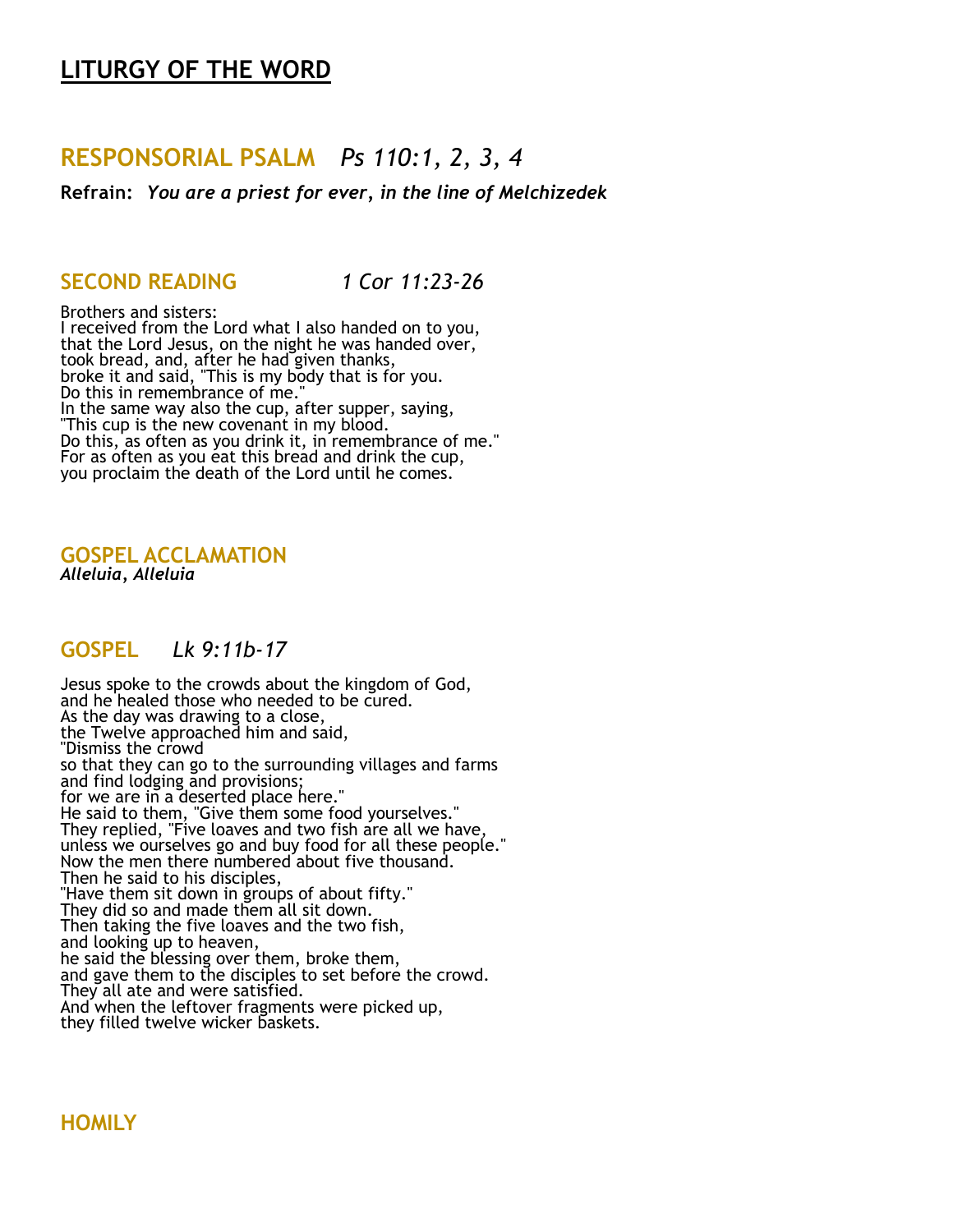# LITURGY OF THE WORD

## RESPONSORIAL PSALM *Ps 110:1, 2, 3, 4*

**Refrain:** ***You are a priest for ever, in the line of Melchizedek***

## SECOND READING *1 Cor 11:23-26*

Brothers and sisters:
I received from the Lord what I also handed on to you,
that the Lord Jesus, on the night he was handed over,
took bread, and, after he had given thanks,
broke it and said, "This is my body that is for you.
Do this in remembrance of me."
In the same way also the cup, after supper, saying,
"This cup is the new covenant in my blood.
Do this, as often as you drink it, in remembrance of me."
For as often as you eat this bread and drink the cup,
you proclaim the death of the Lord until he comes.

## GOSPEL ACCLAMATION

***Alleluia, Alleluia***

## GOSPEL *Lk 9:11b-17*

Jesus spoke to the crowds about the kingdom of God,
and he healed those who needed to be cured.
As the day was drawing to a close,
the Twelve approached him and said,
"Dismiss the crowd
so that they can go to the surrounding villages and farms
and find lodging and provisions;
for we are in a deserted place here."
He said to them, "Give them some food yourselves."
They replied, "Five loaves and two fish are all we have,
unless we ourselves go and buy food for all these people."
Now the men there numbered about five thousand.
Then he said to his disciples,
"Have them sit down in groups of about fifty."
They did so and made them all sit down.
Then taking the five loaves and the two fish,
and looking up to heaven,
he said the blessing over them, broke them,
and gave them to the disciples to set before the crowd.
They all ate and were satisfied.
And when the leftover fragments were picked up,
they filled twelve wicker baskets.

## HOMILY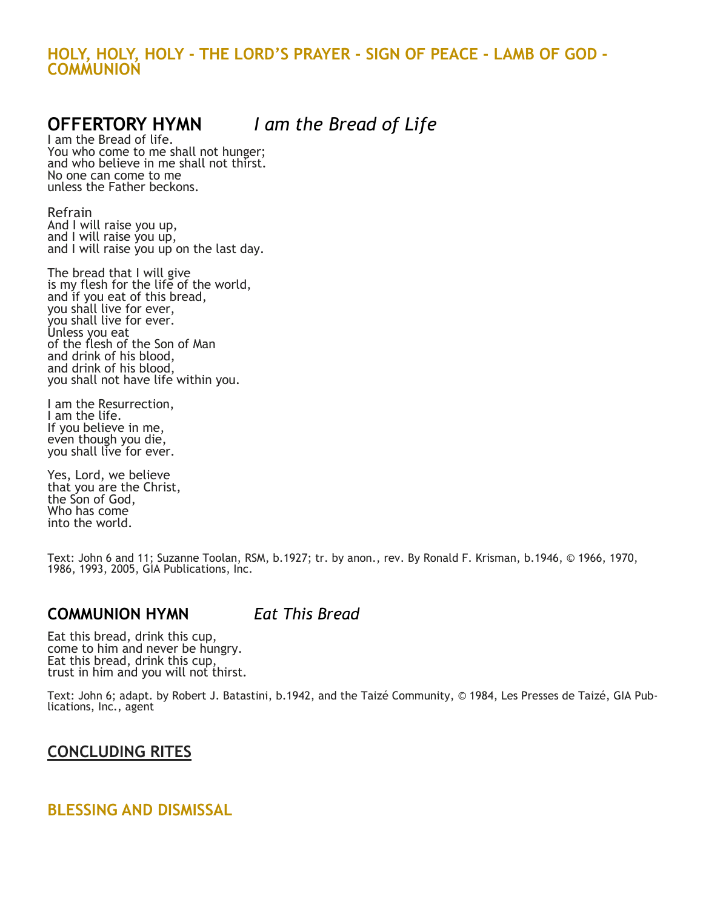## HOLY, HOLY, HOLY - THE LORD'S PRAYER - SIGN OF PEACE - LAMB OF GOD - COMMUNION

## OFFERTORY HYMN *I am the Bread of Life*

I am the Bread of life.
You who come to me shall not hunger;
and who believe in me shall not thirst.
No one can come to me
unless the Father beckons.

Refrain
And I will raise you up,
and I will raise you up,
and I will raise you up on the last day.

The bread that I will give
is my flesh for the life of the world,
and if you eat of this bread,
you shall live for ever,
you shall live for ever.
Unless you eat
of the flesh of the Son of Man
and drink of his blood,
and drink of his blood,
you shall not have life within you.

I am the Resurrection,
I am the life.
If you believe in me,
even though you die,
you shall live for ever.

Yes, Lord, we believe
that you are the Christ,
the Son of God,
Who has come
into the world.

Text: John 6 and 11; Suzanne Toolan, RSM, b.1927; tr. by anon., rev. By Ronald F. Krisman, b.1946, © 1966, 1970, 1986, 1993, 2005, GIA Publications, Inc.

## COMMUNION HYMN *Eat This Bread*

Eat this bread, drink this cup,
come to him and never be hungry.
Eat this bread, drink this cup,
trust in him and you will not thirst.

Text: John 6; adapt. by Robert J. Batastini, b.1942, and the Taizé Community, © 1984, Les Presses de Taizé, GIA Publications, Inc., agent

## CONCLUDING RITES

## BLESSING AND DISMISSAL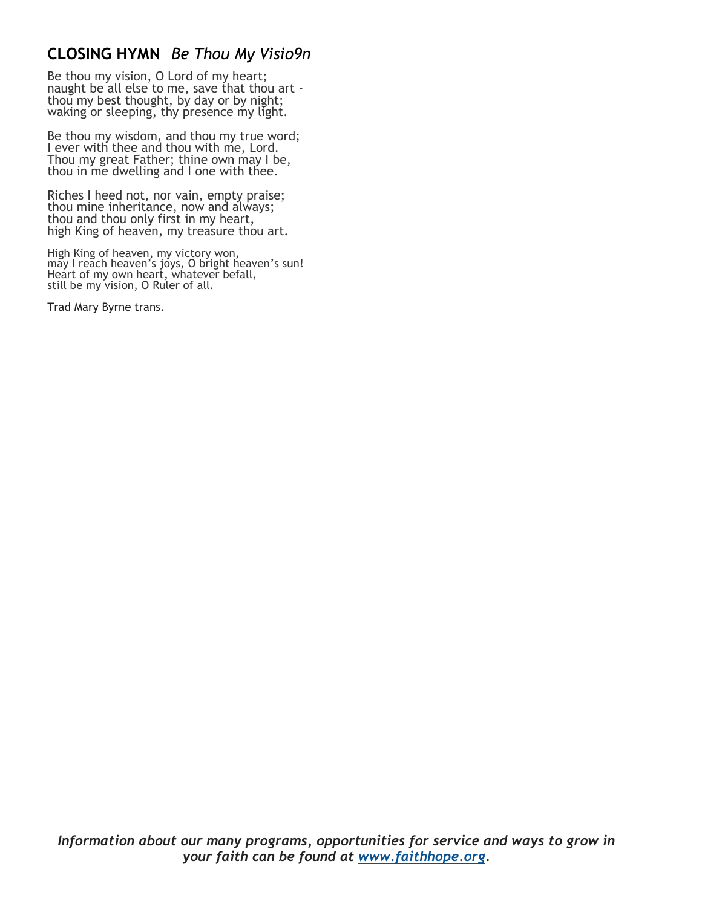## **CLOSING HYMN** *Be Thou My Visio9n*

Be thou my vision, O Lord of my heart;
naught be all else to me, save that thou art -
thou my best thought, by day or by night;
waking or sleeping, thy presence my light.

Be thou my wisdom, and thou my true word;
I ever with thee and thou with me, Lord.
Thou my great Father; thine own may I be,
thou in me dwelling and I one with thee.

Riches I heed not, nor vain, empty praise;
thou mine inheritance, now and always;
thou and thou only first in my heart,
high King of heaven, my treasure thou art.

High King of heaven, my victory won,
may I reach heaven's joys, O bright heaven's sun!
Heart of my own heart, whatever befall,
still be my vision, O Ruler of all.

Trad Mary Byrne trans.

***Information about our many programs, opportunities for service and ways to grow in your faith can be found at [www.faithhope.org](http://www.faithhope.org).***